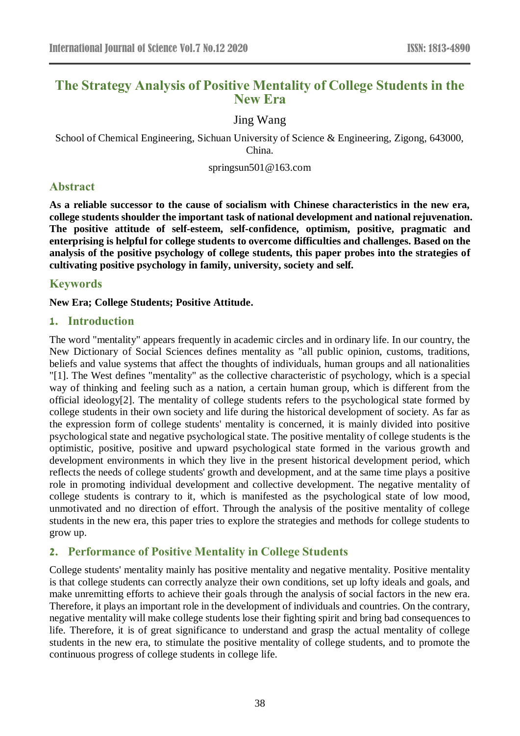# The Strategy Analysis of Positive Mentality of College Students in the New Era

Jing Wang

School of Chemical Engineering, Sichuan University of Science & Engineering, Zigong, 643000, China.

springsun501@163.com

## Abstract

**As a reliable successor to the cause of socialism with Chinese characteristics in the new era, college students shoulder the important task of national development and national rejuvenation. The positive attitude of self-esteem, self-confidence, optimism, positive, pragmatic and enterprising is helpful for college students to overcome difficulties and challenges. Based on the analysis of the positive psychology of college students, this paper probes into the strategies of cultivating positive psychology in family, university, society and self.**

## Keywords

**New Era; College Students; Positive Attitude.**

## 1. Introduction

The word "mentality" appears frequently in academic circles and in ordinary life. In our country, the New Dictionary of Social Sciences defines mentality as "all public opinion, customs, traditions, beliefs and value systems that affect the thoughts of individuals, human groups and all nationalities "[1]. The West defines "mentality" as the collective characteristic of psychology, which is a special way of thinking and feeling such as a nation, a certain human group, which is different from the official ideology[2]. The mentality of college students refers to the psychological state formed by college students in their own society and life during the historical development of society. As far as the expression form of college students' mentality is concerned, it is mainly divided into positive psychological state and negative psychological state. The positive mentality of college students is the optimistic, positive, positive and upward psychological state formed in the various growth and development environments in which they live in the present historical development period, which reflects the needs of college students' growth and development, and at the same time plays a positive role in promoting individual development and collective development. The negative mentality of college students is contrary to it, which is manifested as the psychological state of low mood, unmotivated and no direction of effort. Through the analysis of the positive mentality of college students in the new era, this paper tries to explore the strategies and methods for college students to grow up.

## 2. Performance of Positive Mentality in College Students

College students' mentality mainly has positive mentality and negative mentality. Positive mentality is that college students can correctly analyze their own conditions, set up lofty ideals and goals, and make unremitting efforts to achieve their goals through the analysis of social factors in the new era. Therefore, it plays an important role in the development of individuals and countries. On the contrary, negative mentality will make college students lose their fighting spirit and bring bad consequences to life. Therefore, it is of great significance to understand and grasp the actual mentality of college students in the new era, to stimulate the positive mentality of college students, and to promote the continuous progress of college students in college life.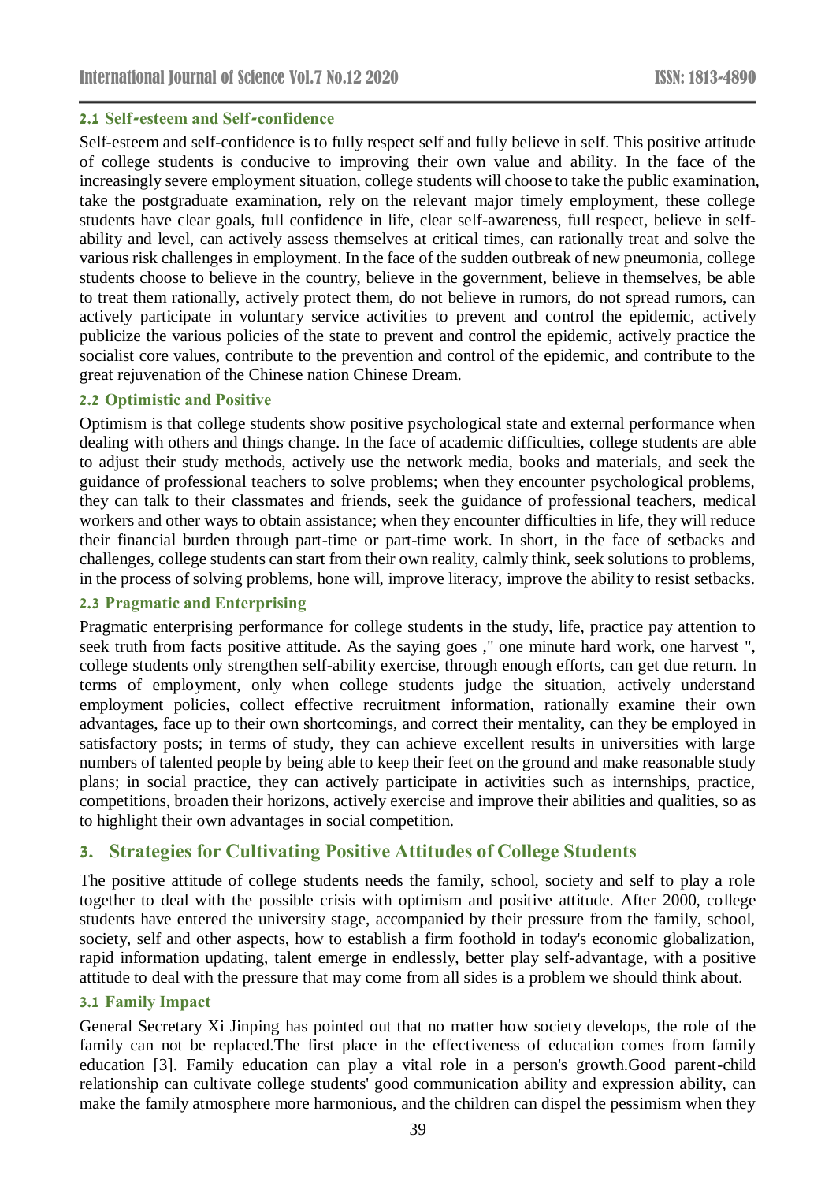### 2.1 Self-esteem and Self-confidence

Self-esteem and self-confidence is to fully respect self and fully believe in self. This positive attitude of college students is conducive to improving their own value and ability. In the face of the increasingly severe employment situation, college students will choose to take the public examination, take the postgraduate examination, rely on the relevant major timely employment, these college students have clear goals, full confidence in life, clear self-awareness, full respect, believe in self-ability and level, can actively assess themselves at critical times, can rationally treat and solve the various risk challenges in employment. In the face of the sudden outbreak of new pneumonia, college students choose to believe in the country, believe in the government, believe in themselves, be able to treat them rationally, actively protect them, do not believe in rumors, do not spread rumors, can actively participate in voluntary service activities to prevent and control the epidemic, actively publicize the various policies of the state to prevent and control the epidemic, actively practice the socialist core values, contribute to the prevention and control of the epidemic, and contribute to the great rejuvenation of the Chinese nation Chinese Dream.

### 2.2 Optimistic and Positive

Optimism is that college students show positive psychological state and external performance when dealing with others and things change. In the face of academic difficulties, college students are able to adjust their study methods, actively use the network media, books and materials, and seek the guidance of professional teachers to solve problems; when they encounter psychological problems, they can talk to their classmates and friends, seek the guidance of professional teachers, medical workers and other ways to obtain assistance; when they encounter difficulties in life, they will reduce their financial burden through part-time or part-time work. In short, in the face of setbacks and challenges, college students can start from their own reality, calmly think, seek solutions to problems, in the process of solving problems, hone will, improve literacy, improve the ability to resist setbacks.

### 2.3 Pragmatic and Enterprising

Pragmatic enterprising performance for college students in the study, life, practice pay attention to seek truth from facts positive attitude. As the saying goes ," one minute hard work, one harvest ", college students only strengthen self-ability exercise, through enough efforts, can get due return. In terms of employment, only when college students judge the situation, actively understand employment policies, collect effective recruitment information, rationally examine their own advantages, face up to their own shortcomings, and correct their mentality, can they be employed in satisfactory posts; in terms of study, they can achieve excellent results in universities with large numbers of talented people by being able to keep their feet on the ground and make reasonable study plans; in social practice, they can actively participate in activities such as internships, practice, competitions, broaden their horizons, actively exercise and improve their abilities and qualities, so as to highlight their own advantages in social competition.

## 3. Strategies for Cultivating Positive Attitudes of College Students

The positive attitude of college students needs the family, school, society and self to play a role together to deal with the possible crisis with optimism and positive attitude. After 2000, college students have entered the university stage, accompanied by their pressure from the family, school, society, self and other aspects, how to establish a firm foothold in today's economic globalization, rapid information updating, talent emerge in endlessly, better play self-advantage, with a positive attitude to deal with the pressure that may come from all sides is a problem we should think about.

### 3.1 Family Impact

General Secretary Xi Jinping has pointed out that no matter how society develops, the role of the family can not be replaced.The first place in the effectiveness of education comes from family education [3]. Family education can play a vital role in a person's growth.Good parent-child relationship can cultivate college students' good communication ability and expression ability, can make the family atmosphere more harmonious, and the children can dispel the pessimism when they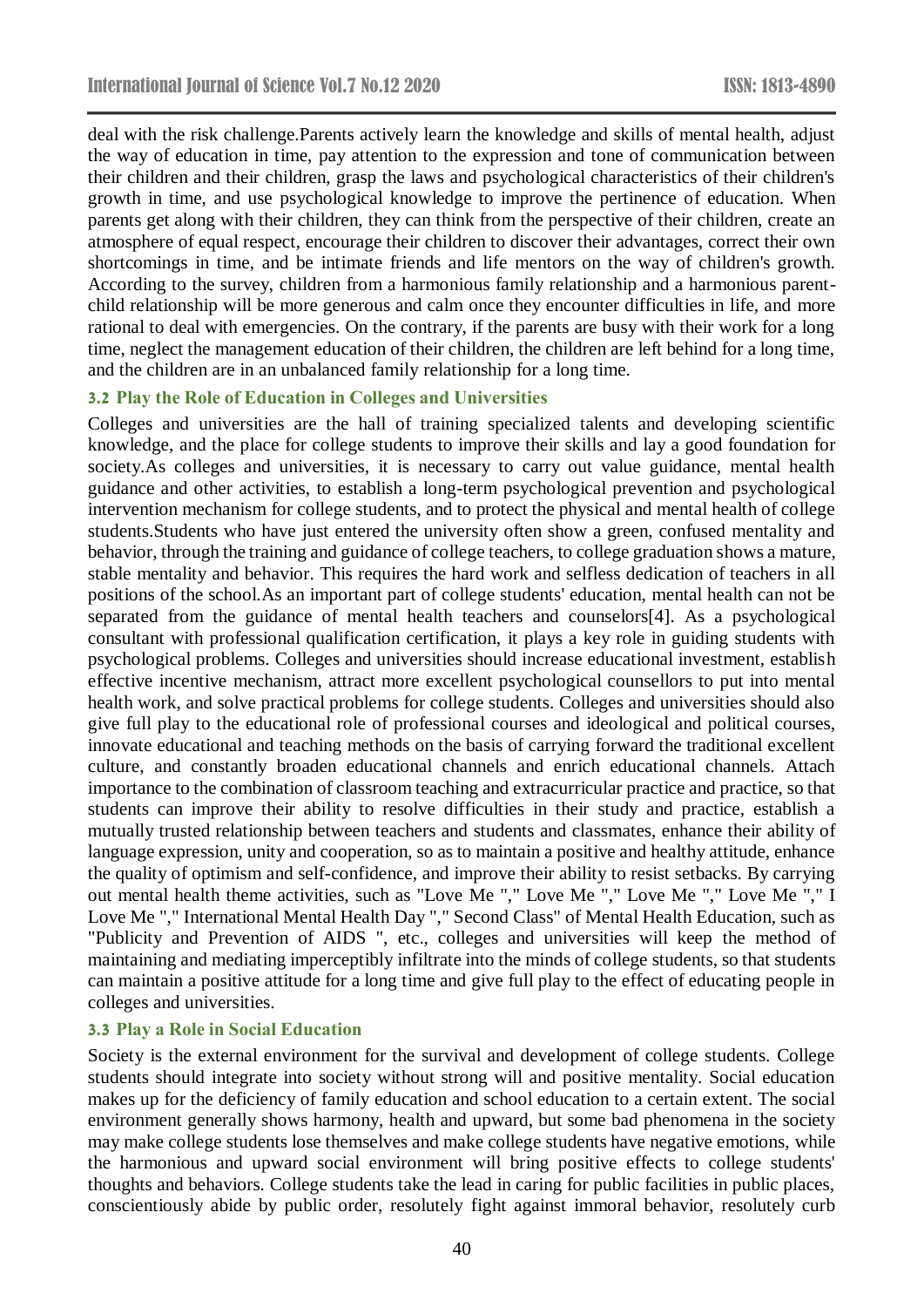deal with the risk challenge.Parents actively learn the knowledge and skills of mental health, adjust the way of education in time, pay attention to the expression and tone of communication between their children and their children, grasp the laws and psychological characteristics of their children's growth in time, and use psychological knowledge to improve the pertinence of education. When parents get along with their children, they can think from the perspective of their children, create an atmosphere of equal respect, encourage their children to discover their advantages, correct their own shortcomings in time, and be intimate friends and life mentors on the way of children's growth. According to the survey, children from a harmonious family relationship and a harmonious parent-child relationship will be more generous and calm once they encounter difficulties in life, and more rational to deal with emergencies. On the contrary, if the parents are busy with their work for a long time, neglect the management education of their children, the children are left behind for a long time, and the children are in an unbalanced family relationship for a long time.

### 3.2 Play the Role of Education in Colleges and Universities

Colleges and universities are the hall of training specialized talents and developing scientific knowledge, and the place for college students to improve their skills and lay a good foundation for society.As colleges and universities, it is necessary to carry out value guidance, mental health guidance and other activities, to establish a long-term psychological prevention and psychological intervention mechanism for college students, and to protect the physical and mental health of college students.Students who have just entered the university often show a green, confused mentality and behavior, through the training and guidance of college teachers, to college graduation shows a mature, stable mentality and behavior. This requires the hard work and selfless dedication of teachers in all positions of the school.As an important part of college students' education, mental health can not be separated from the guidance of mental health teachers and counselors[4]. As a psychological consultant with professional qualification certification, it plays a key role in guiding students with psychological problems. Colleges and universities should increase educational investment, establish effective incentive mechanism, attract more excellent psychological counsellors to put into mental health work, and solve practical problems for college students. Colleges and universities should also give full play to the educational role of professional courses and ideological and political courses, innovate educational and teaching methods on the basis of carrying forward the traditional excellent culture, and constantly broaden educational channels and enrich educational channels. Attach importance to the combination of classroom teaching and extracurricular practice and practice, so that students can improve their ability to resolve difficulties in their study and practice, establish a mutually trusted relationship between teachers and students and classmates, enhance their ability of language expression, unity and cooperation, so as to maintain a positive and healthy attitude, enhance the quality of optimism and self-confidence, and improve their ability to resist setbacks. By carrying out mental health theme activities, such as "Love Me "," Love Me "," Love Me "," Love Me "," I Love Me "," International Mental Health Day "," Second Class" of Mental Health Education, such as "Publicity and Prevention of AIDS ", etc., colleges and universities will keep the method of maintaining and mediating imperceptibly infiltrate into the minds of college students, so that students can maintain a positive attitude for a long time and give full play to the effect of educating people in colleges and universities.

### 3.3 Play a Role in Social Education

Society is the external environment for the survival and development of college students. College students should integrate into society without strong will and positive mentality. Social education makes up for the deficiency of family education and school education to a certain extent. The social environment generally shows harmony, health and upward, but some bad phenomena in the society may make college students lose themselves and make college students have negative emotions, while the harmonious and upward social environment will bring positive effects to college students' thoughts and behaviors. College students take the lead in caring for public facilities in public places, conscientiously abide by public order, resolutely fight against immoral behavior, resolutely curb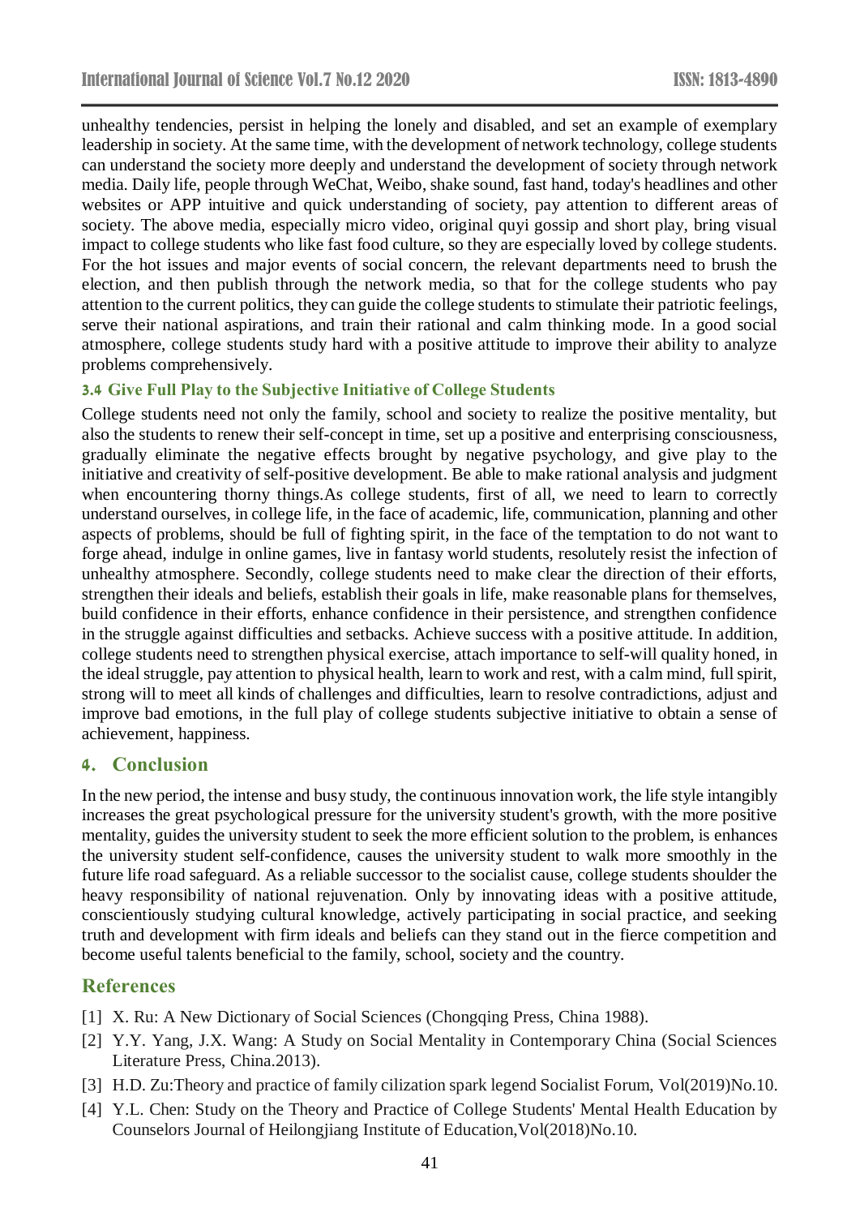unhealthy tendencies, persist in helping the lonely and disabled, and set an example of exemplary leadership in society. At the same time, with the development of network technology, college students can understand the society more deeply and understand the development of society through network media. Daily life, people through WeChat, Weibo, shake sound, fast hand, today's headlines and other websites or APP intuitive and quick understanding of society, pay attention to different areas of society. The above media, especially micro video, original quyi gossip and short play, bring visual impact to college students who like fast food culture, so they are especially loved by college students. For the hot issues and major events of social concern, the relevant departments need to brush the election, and then publish through the network media, so that for the college students who pay attention to the current politics, they can guide the college students to stimulate their patriotic feelings, serve their national aspirations, and train their rational and calm thinking mode. In a good social atmosphere, college students study hard with a positive attitude to improve their ability to analyze problems comprehensively.

### 3.4 Give Full Play to the Subjective Initiative of College Students

College students need not only the family, school and society to realize the positive mentality, but also the students to renew their self-concept in time, set up a positive and enterprising consciousness, gradually eliminate the negative effects brought by negative psychology, and give play to the initiative and creativity of self-positive development. Be able to make rational analysis and judgment when encountering thorny things.As college students, first of all, we need to learn to correctly understand ourselves, in college life, in the face of academic, life, communication, planning and other aspects of problems, should be full of fighting spirit, in the face of the temptation to do not want to forge ahead, indulge in online games, live in fantasy world students, resolutely resist the infection of unhealthy atmosphere. Secondly, college students need to make clear the direction of their efforts, strengthen their ideals and beliefs, establish their goals in life, make reasonable plans for themselves, build confidence in their efforts, enhance confidence in their persistence, and strengthen confidence in the struggle against difficulties and setbacks. Achieve success with a positive attitude. In addition, college students need to strengthen physical exercise, attach importance to self-will quality honed, in the ideal struggle, pay attention to physical health, learn to work and rest, with a calm mind, full spirit, strong will to meet all kinds of challenges and difficulties, learn to resolve contradictions, adjust and improve bad emotions, in the full play of college students subjective initiative to obtain a sense of achievement, happiness.

## 4. Conclusion

In the new period, the intense and busy study, the continuous innovation work, the life style intangibly increases the great psychological pressure for the university student's growth, with the more positive mentality, guides the university student to seek the more efficient solution to the problem, is enhances the university student self-confidence, causes the university student to walk more smoothly in the future life road safeguard. As a reliable successor to the socialist cause, college students shoulder the heavy responsibility of national rejuvenation. Only by innovating ideas with a positive attitude, conscientiously studying cultural knowledge, actively participating in social practice, and seeking truth and development with firm ideals and beliefs can they stand out in the fierce competition and become useful talents beneficial to the family, school, society and the country.

## References

[1] X. Ru: A New Dictionary of Social Sciences (Chongqing Press, China 1988).

[2] Y.Y. Yang, J.X. Wang: A Study on Social Mentality in Contemporary China (Social Sciences Literature Press, China.2013).

[3] H.D. Zu:Theory and practice of family cilization spark legend Socialist Forum, Vol(2019)No.10.

[4] Y.L. Chen: Study on the Theory and Practice of College Students' Mental Health Education by Counselors Journal of Heilongjiang Institute of Education,Vol(2018)No.10.